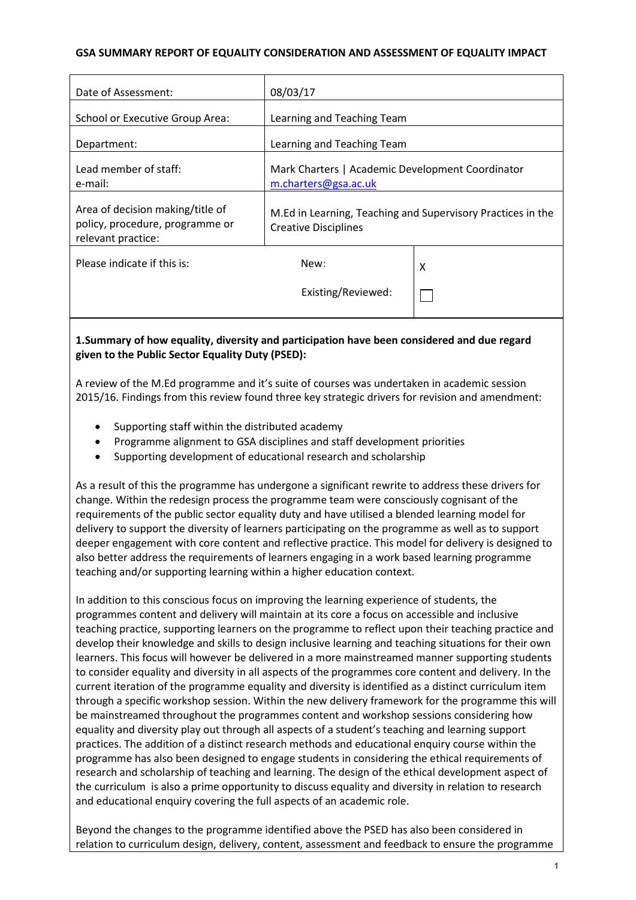**GSA SUMMARY REPORT OF EQUALITY CONSIDERATION AND ASSESSMENT OF EQUALITY IMPACT**

| | | |
|---|---|---|
| Date of Assessment: | 08/03/17 | |
| School or Executive Group Area: | Learning and Teaching Team | |
| Department: | Learning and Teaching Team | |
| Lead member of staff:<br>e-mail: | Mark Charters \| Academic Development Coordinator<br>m.charters@gsa.ac.uk | |
| Area of decision making/title of policy, procedure, programme or relevant practice: | M.Ed in Learning, Teaching and Supervisory Practices in the Creative Disciplines | |
| Please indicate if this is: | New: | X |
| | Existing/Reviewed: | ☐ |

**1.Summary of how equality, diversity and participation have been considered and due regard given to the Public Sector Equality Duty (PSED):**

A review of the M.Ed programme and it's suite of courses was undertaken in academic session 2015/16. Findings from this review found three key strategic drivers for revision and amendment:

- Supporting staff within the distributed academy
- Programme alignment to GSA disciplines and staff development priorities
- Supporting development of educational research and scholarship

As a result of this the programme has undergone a significant rewrite to address these drivers for change. Within the redesign process the programme team were consciously cognisant of the requirements of the public sector equality duty and have utilised a blended learning model for delivery to support the diversity of learners participating on the programme as well as to support deeper engagement with core content and reflective practice. This model for delivery is designed to also better address the requirements of learners engaging in a work based learning programme teaching and/or supporting learning within a higher education context.

In addition to this conscious focus on improving the learning experience of students, the programmes content and delivery will maintain at its core a focus on accessible and inclusive teaching practice, supporting learners on the programme to reflect upon their teaching practice and develop their knowledge and skills to design inclusive learning and teaching situations for their own learners. This focus will however be delivered in a more mainstreamed manner supporting students to consider equality and diversity in all aspects of the programmes core content and delivery. In the current iteration of the programme equality and diversity is identified as a distinct curriculum item through a specific workshop session. Within the new delivery framework for the programme this will be mainstreamed throughout the programmes content and workshop sessions considering how equality and diversity play out through all aspects of a student's teaching and learning support practices. The addition of a distinct research methods and educational enquiry course within the programme has also been designed to engage students in considering the ethical requirements of research and scholarship of teaching and learning. The design of the ethical development aspect of the curriculum is also a prime opportunity to discuss equality and diversity in relation to research and educational enquiry covering the full aspects of an academic role.

Beyond the changes to the programme identified above the PSED has also been considered in relation to curriculum design, delivery, content, assessment and feedback to ensure the programme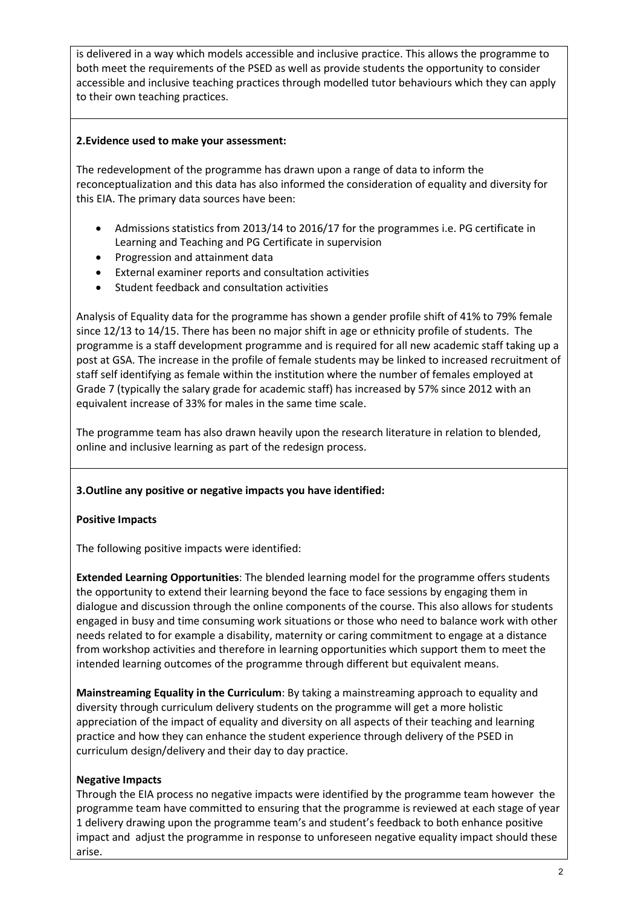is delivered in a way which models accessible and inclusive practice. This allows the programme to both meet the requirements of the PSED as well as provide students the opportunity to consider accessible and inclusive teaching practices through modelled tutor behaviours which they can apply to their own teaching practices.

**2.Evidence used to make your assessment:**

The redevelopment of the programme has drawn upon a range of data to inform the reconceptualization and this data has also informed the consideration of equality and diversity for this EIA. The primary data sources have been:

- Admissions statistics from 2013/14 to 2016/17 for the programmes i.e. PG certificate in Learning and Teaching and PG Certificate in supervision
- Progression and attainment data
- External examiner reports and consultation activities
- Student feedback and consultation activities

Analysis of Equality data for the programme has shown a gender profile shift of 41% to 79% female since 12/13 to 14/15. There has been no major shift in age or ethnicity profile of students. The programme is a staff development programme and is required for all new academic staff taking up a post at GSA. The increase in the profile of female students may be linked to increased recruitment of staff self identifying as female within the institution where the number of females employed at Grade 7 (typically the salary grade for academic staff) has increased by 57% since 2012 with an equivalent increase of 33% for males in the same time scale.

The programme team has also drawn heavily upon the research literature in relation to blended, online and inclusive learning as part of the redesign process.

**3.Outline any positive or negative impacts you have identified:**

**Positive Impacts**

The following positive impacts were identified:

**Extended Learning Opportunities**: The blended learning model for the programme offers students the opportunity to extend their learning beyond the face to face sessions by engaging them in dialogue and discussion through the online components of the course. This also allows for students engaged in busy and time consuming work situations or those who need to balance work with other needs related to for example a disability, maternity or caring commitment to engage at a distance from workshop activities and therefore in learning opportunities which support them to meet the intended learning outcomes of the programme through different but equivalent means.

**Mainstreaming Equality in the Curriculum**: By taking a mainstreaming approach to equality and diversity through curriculum delivery students on the programme will get a more holistic appreciation of the impact of equality and diversity on all aspects of their teaching and learning practice and how they can enhance the student experience through delivery of the PSED in curriculum design/delivery and their day to day practice.

**Negative Impacts**

Through the EIA process no negative impacts were identified by the programme team however the programme team have committed to ensuring that the programme is reviewed at each stage of year 1 delivery drawing upon the programme team's and student's feedback to both enhance positive impact and adjust the programme in response to unforeseen negative equality impact should these arise.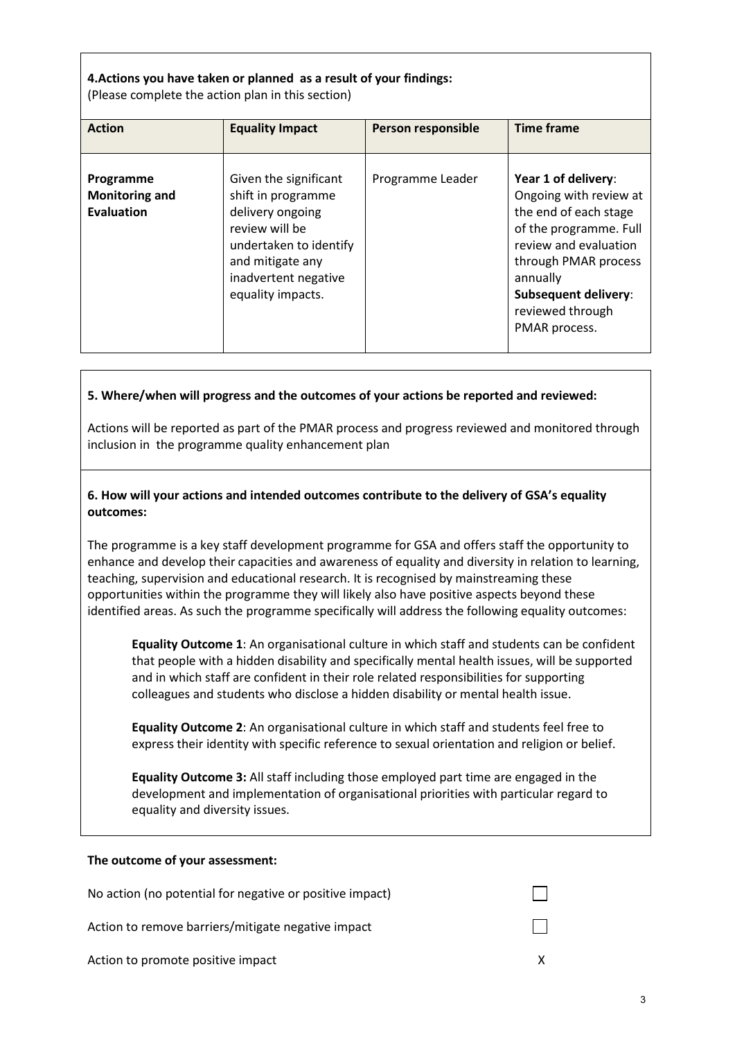**4.Actions you have taken or planned as a result of your findings:**
(Please complete the action plan in this section)

| Action | Equality Impact | Person responsible | Time frame |
|---|---|---|---|
| **Programme Monitoring and Evaluation** | Given the significant shift in programme delivery ongoing review will be undertaken to identify and mitigate any inadvertent negative equality impacts. | Programme Leader | **Year 1 of delivery**: Ongoing with review at the end of each stage of the programme. Full review and evaluation through PMAR process annually<br>**Subsequent delivery**: reviewed through PMAR process. |

**5. Where/when will progress and the outcomes of your actions be reported and reviewed:**

Actions will be reported as part of the PMAR process and progress reviewed and monitored through inclusion in the programme quality enhancement plan

**6. How will your actions and intended outcomes contribute to the delivery of GSA's equality outcomes:**

The programme is a key staff development programme for GSA and offers staff the opportunity to enhance and develop their capacities and awareness of equality and diversity in relation to learning, teaching, supervision and educational research. It is recognised by mainstreaming these opportunities within the programme they will likely also have positive aspects beyond these identified areas. As such the programme specifically will address the following equality outcomes:

> **Equality Outcome 1**: An organisational culture in which staff and students can be confident that people with a hidden disability and specifically mental health issues, will be supported and in which staff are confident in their role related responsibilities for supporting colleagues and students who disclose a hidden disability or mental health issue.
>
> **Equality Outcome 2**: An organisational culture in which staff and students feel free to express their identity with specific reference to sexual orientation and religion or belief.
>
> **Equality Outcome 3:** All staff including those employed part time are engaged in the development and implementation of organisational priorities with particular regard to equality and diversity issues.

**The outcome of your assessment:**

| | |
|---|---|
| No action (no potential for negative or positive impact) | ☐ |
| Action to remove barriers/mitigate negative impact | ☐ |
| Action to promote positive impact | X |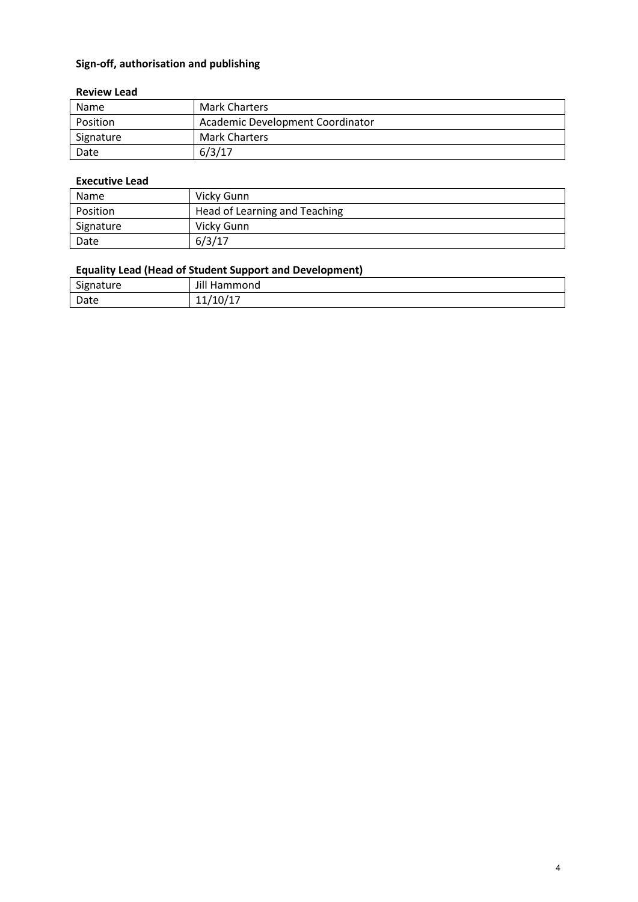**Sign-off, authorisation and publishing**

**Review Lead**

| | |
|---|---|
| Name | Mark Charters |
| Position | Academic Development Coordinator |
| Signature | Mark Charters |
| Date | 6/3/17 |

**Executive Lead**

| | |
|---|---|
| Name | Vicky Gunn |
| Position | Head of Learning and Teaching |
| Signature | Vicky Gunn |
| Date | 6/3/17 |

**Equality Lead (Head of Student Support and Development)**

| | |
|---|---|
| Signature | Jill Hammond |
| Date | 11/10/17 |